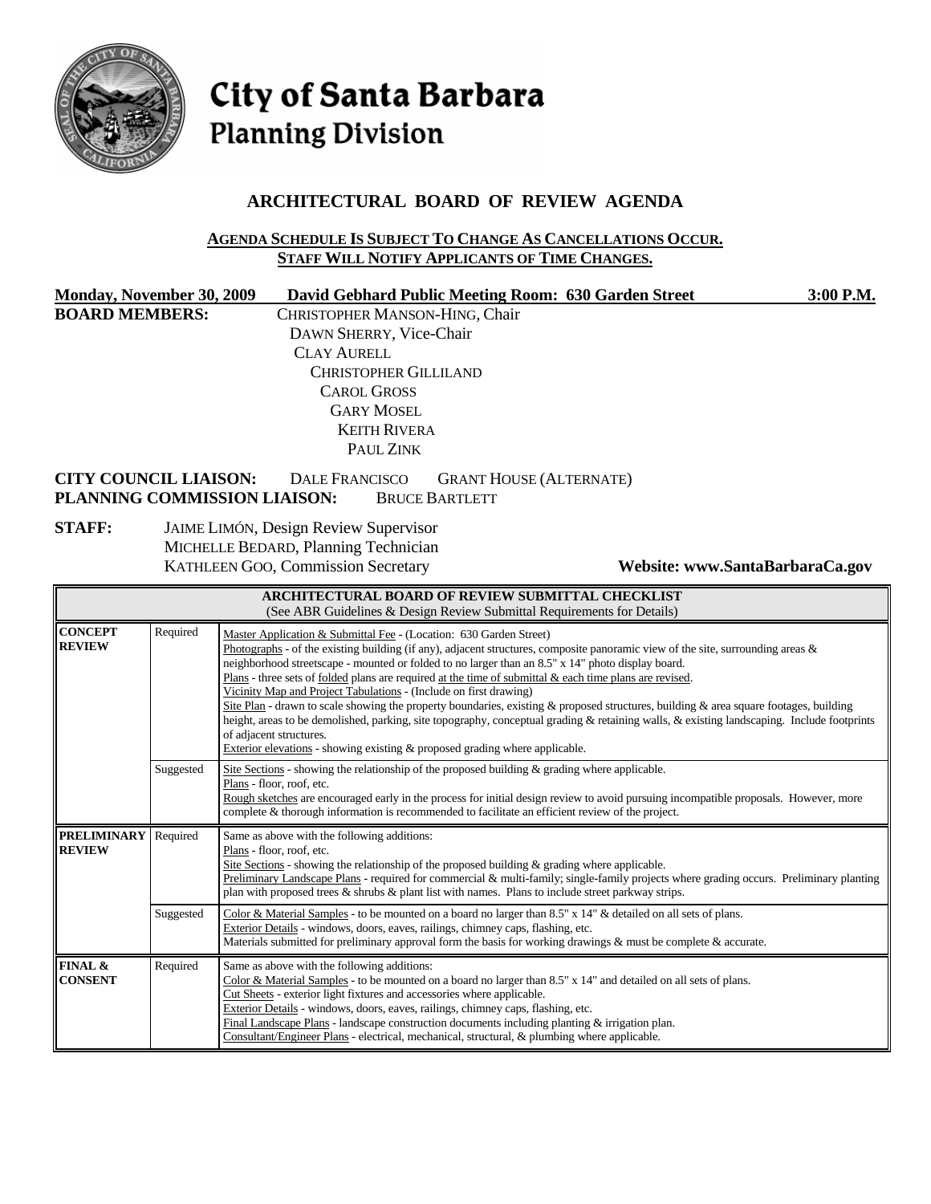# City of Santa Barbara
## Planning Division

## ARCHITECTURAL BOARD OF REVIEW AGENDA

**AGENDA SCHEDULE IS SUBJECT TO CHANGE AS CANCELLATIONS OCCUR.**
**STAFF WILL NOTIFY APPLICANTS OF TIME CHANGES.**

**Monday, November 30, 2009 David Gebhard Public Meeting Room: 630 Garden Street 3:00 P.M.**

**BOARD MEMBERS:**
CHRISTOPHER MANSON-HING, Chair
DAWN SHERRY, Vice-Chair
CLAY AURELL
CHRISTOPHER GILLILAND
CAROL GROSS
GARY MOSEL
KEITH RIVERA
PAUL ZINK

**CITY COUNCIL LIAISON:** DALE FRANCISCO GRANT HOUSE (ALTERNATE)
**PLANNING COMMISSION LIAISON:** BRUCE BARTLETT

**STAFF:**
JAIME LIMÓN, Design Review Supervisor
MICHELLE BEDARD, Planning Technician
KATHLEEN GOO, Commission Secretary

**Website: www.SantaBarbaraCa.gov**

| **ARCHITECTURAL BOARD OF REVIEW SUBMITTAL CHECKLIST** (See ABR Guidelines & Design Review Submittal Requirements for Details) | | |
|---|---|---|
| **CONCEPT REVIEW** | Required | Master Application & Submittal Fee - (Location: 630 Garden Street) Photographs - of the existing building (if any), adjacent structures, composite panoramic view of the site, surrounding areas & neighborhood streetscape - mounted or folded to no larger than an 8.5" x 14" photo display board. Plans - three sets of folded plans are required at the time of submittal & each time plans are revised. Vicinity Map and Project Tabulations - (Include on first drawing) Site Plan - drawn to scale showing the property boundaries, existing & proposed structures, building & area square footages, building height, areas to be demolished, parking, site topography, conceptual grading & retaining walls, & existing landscaping. Include footprints of adjacent structures. Exterior elevations - showing existing & proposed grading where applicable. |
| | Suggested | Site Sections - showing the relationship of the proposed building & grading where applicable. Plans - floor, roof, etc. Rough sketches are encouraged early in the process for initial design review to avoid pursuing incompatible proposals. However, more complete & thorough information is recommended to facilitate an efficient review of the project. |
| **PRELIMINARY REVIEW** | Required | Same as above with the following additions: Plans - floor, roof, etc. Site Sections - showing the relationship of the proposed building & grading where applicable. Preliminary Landscape Plans - required for commercial & multi-family; single-family projects where grading occurs. Preliminary planting plan with proposed trees & shrubs & plant list with names. Plans to include street parkway strips. |
| | Suggested | Color & Material Samples - to be mounted on a board no larger than 8.5" x 14" & detailed on all sets of plans. Exterior Details - windows, doors, eaves, railings, chimney caps, flashing, etc. Materials submitted for preliminary approval form the basis for working drawings & must be complete & accurate. |
| **FINAL & CONSENT** | Required | Same as above with the following additions: Color & Material Samples - to be mounted on a board no larger than 8.5" x 14" and detailed on all sets of plans. Cut Sheets - exterior light fixtures and accessories where applicable. Exterior Details - windows, doors, eaves, railings, chimney caps, flashing, etc. Final Landscape Plans - landscape construction documents including planting & irrigation plan. Consultant/Engineer Plans - electrical, mechanical, structural, & plumbing where applicable. |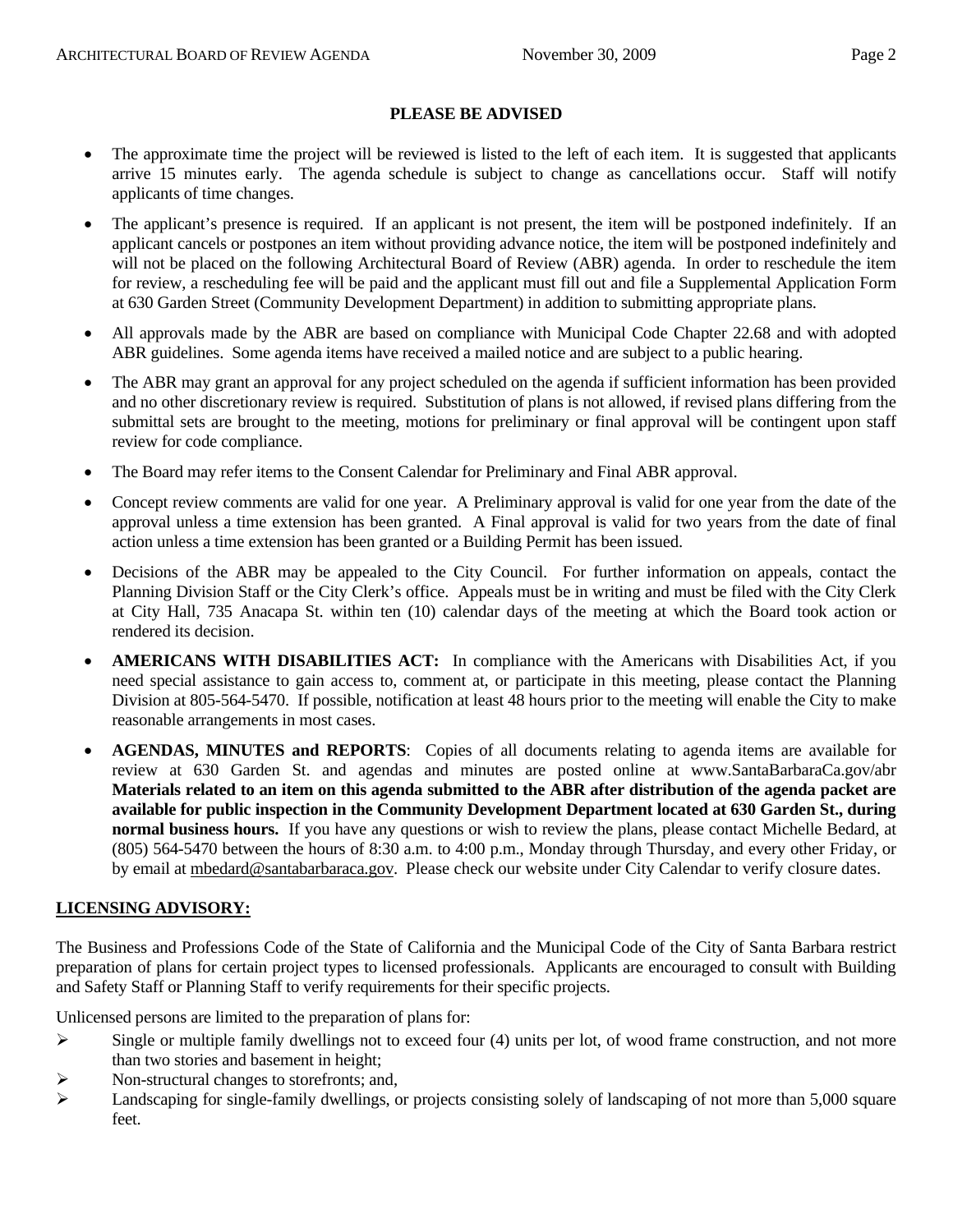## PLEASE BE ADVISED

- The approximate time the project will be reviewed is listed to the left of each item. It is suggested that applicants arrive 15 minutes early. The agenda schedule is subject to change as cancellations occur. Staff will notify applicants of time changes.
- The applicant's presence is required. If an applicant is not present, the item will be postponed indefinitely. If an applicant cancels or postpones an item without providing advance notice, the item will be postponed indefinitely and will not be placed on the following Architectural Board of Review (ABR) agenda. In order to reschedule the item for review, a rescheduling fee will be paid and the applicant must fill out and file a Supplemental Application Form at 630 Garden Street (Community Development Department) in addition to submitting appropriate plans.
- All approvals made by the ABR are based on compliance with Municipal Code Chapter 22.68 and with adopted ABR guidelines. Some agenda items have received a mailed notice and are subject to a public hearing.
- The ABR may grant an approval for any project scheduled on the agenda if sufficient information has been provided and no other discretionary review is required. Substitution of plans is not allowed, if revised plans differing from the submittal sets are brought to the meeting, motions for preliminary or final approval will be contingent upon staff review for code compliance.
- The Board may refer items to the Consent Calendar for Preliminary and Final ABR approval.
- Concept review comments are valid for one year. A Preliminary approval is valid for one year from the date of the approval unless a time extension has been granted. A Final approval is valid for two years from the date of final action unless a time extension has been granted or a Building Permit has been issued.
- Decisions of the ABR may be appealed to the City Council. For further information on appeals, contact the Planning Division Staff or the City Clerk's office. Appeals must be in writing and must be filed with the City Clerk at City Hall, 735 Anacapa St. within ten (10) calendar days of the meeting at which the Board took action or rendered its decision.
- **AMERICANS WITH DISABILITIES ACT:** In compliance with the Americans with Disabilities Act, if you need special assistance to gain access to, comment at, or participate in this meeting, please contact the Planning Division at 805-564-5470. If possible, notification at least 48 hours prior to the meeting will enable the City to make reasonable arrangements in most cases.
- **AGENDAS, MINUTES and REPORTS**: Copies of all documents relating to agenda items are available for review at 630 Garden St. and agendas and minutes are posted online at www.SantaBarbaraCa.gov/abr **Materials related to an item on this agenda submitted to the ABR after distribution of the agenda packet are available for public inspection in the Community Development Department located at 630 Garden St., during normal business hours.** If you have any questions or wish to review the plans, please contact Michelle Bedard, at (805) 564-5470 between the hours of 8:30 a.m. to 4:00 p.m., Monday through Thursday, and every other Friday, or by email at mbedard@santabarbaraca.gov. Please check our website under City Calendar to verify closure dates.

## LICENSING ADVISORY:

The Business and Professions Code of the State of California and the Municipal Code of the City of Santa Barbara restrict preparation of plans for certain project types to licensed professionals. Applicants are encouraged to consult with Building and Safety Staff or Planning Staff to verify requirements for their specific projects.

Unlicensed persons are limited to the preparation of plans for:

- Single or multiple family dwellings not to exceed four (4) units per lot, of wood frame construction, and not more than two stories and basement in height;
- Non-structural changes to storefronts; and,
- Landscaping for single-family dwellings, or projects consisting solely of landscaping of not more than 5,000 square feet.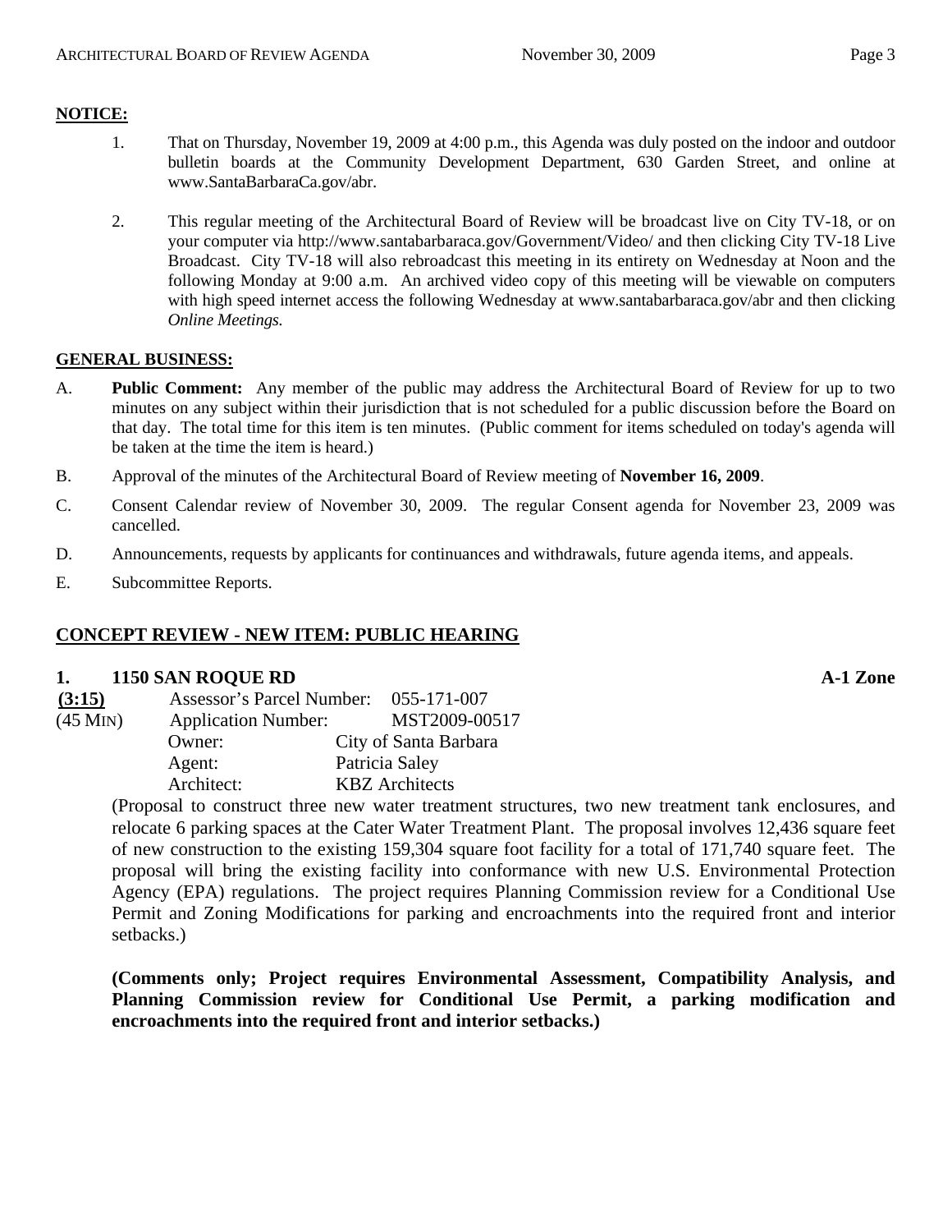**NOTICE:**

1. That on Thursday, November 19, 2009 at 4:00 p.m., this Agenda was duly posted on the indoor and outdoor bulletin boards at the Community Development Department, 630 Garden Street, and online at www.SantaBarbaraCa.gov/abr.

2. This regular meeting of the Architectural Board of Review will be broadcast live on City TV-18, or on your computer via http://www.santabarbaraca.gov/Government/Video/ and then clicking City TV-18 Live Broadcast. City TV-18 will also rebroadcast this meeting in its entirety on Wednesday at Noon and the following Monday at 9:00 a.m. An archived video copy of this meeting will be viewable on computers with high speed internet access the following Wednesday at www.santabarbaraca.gov/abr and then clicking *Online Meetings.*

**GENERAL BUSINESS:**

A. **Public Comment:** Any member of the public may address the Architectural Board of Review for up to two minutes on any subject within their jurisdiction that is not scheduled for a public discussion before the Board on that day. The total time for this item is ten minutes. (Public comment for items scheduled on today's agenda will be taken at the time the item is heard.)

B. Approval of the minutes of the Architectural Board of Review meeting of **November 16, 2009**.

C. Consent Calendar review of November 30, 2009. The regular Consent agenda for November 23, 2009 was cancelled.

D. Announcements, requests by applicants for continuances and withdrawals, future agenda items, and appeals.

E. Subcommittee Reports.

## CONCEPT REVIEW - NEW ITEM: PUBLIC HEARING

### 1. 1150 SAN ROQUE RD — A-1 Zone

**(3:15)** Assessor's Parcel Number: 055-171-007
(45 MIN) Application Number: MST2009-00517
Owner: City of Santa Barbara
Agent: Patricia Saley
Architect: KBZ Architects

(Proposal to construct three new water treatment structures, two new treatment tank enclosures, and relocate 6 parking spaces at the Cater Water Treatment Plant. The proposal involves 12,436 square feet of new construction to the existing 159,304 square foot facility for a total of 171,740 square feet. The proposal will bring the existing facility into conformance with new U.S. Environmental Protection Agency (EPA) regulations. The project requires Planning Commission review for a Conditional Use Permit and Zoning Modifications for parking and encroachments into the required front and interior setbacks.)

**(Comments only; Project requires Environmental Assessment, Compatibility Analysis, and Planning Commission review for Conditional Use Permit, a parking modification and encroachments into the required front and interior setbacks.)**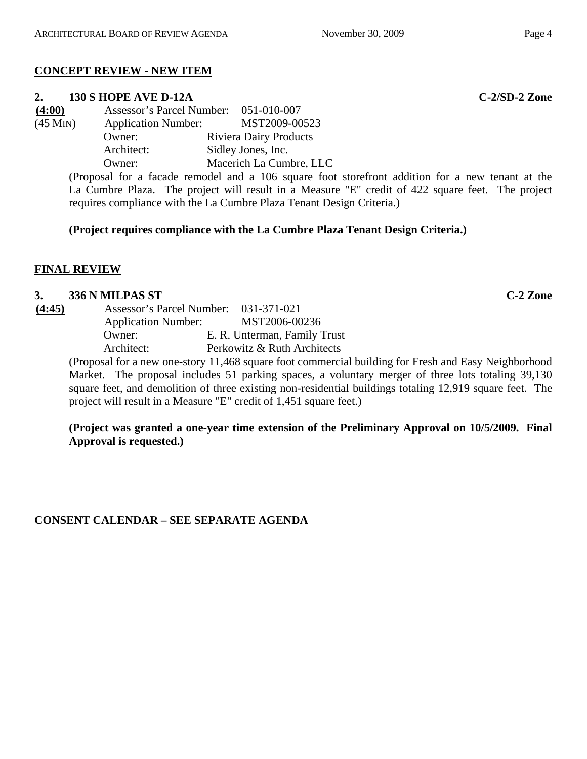**CONCEPT REVIEW - NEW ITEM**

**2. 130 S HOPE AVE D-12A** **C-2/SD-2 Zone**

**(4:00)** Assessor's Parcel Number: 051-010-007
(45 MIN) Application Number: MST2009-00523
Owner: Riviera Dairy Products
Architect: Sidley Jones, Inc.
Owner: Macerich La Cumbre, LLC

(Proposal for a facade remodel and a 106 square foot storefront addition for a new tenant at the La Cumbre Plaza. The project will result in a Measure "E" credit of 422 square feet. The project requires compliance with the La Cumbre Plaza Tenant Design Criteria.)

**(Project requires compliance with the La Cumbre Plaza Tenant Design Criteria.)**

**FINAL REVIEW**

**3. 336 N MILPAS ST** **C-2 Zone**

**(4:45)** Assessor's Parcel Number: 031-371-021
Application Number: MST2006-00236
Owner: E. R. Unterman, Family Trust
Architect: Perkowitz & Ruth Architects

(Proposal for a new one-story 11,468 square foot commercial building for Fresh and Easy Neighborhood Market. The proposal includes 51 parking spaces, a voluntary merger of three lots totaling 39,130 square feet, and demolition of three existing non-residential buildings totaling 12,919 square feet. The project will result in a Measure "E" credit of 1,451 square feet.)

**(Project was granted a one-year time extension of the Preliminary Approval on 10/5/2009. Final Approval is requested.)**

**CONSENT CALENDAR – SEE SEPARATE AGENDA**